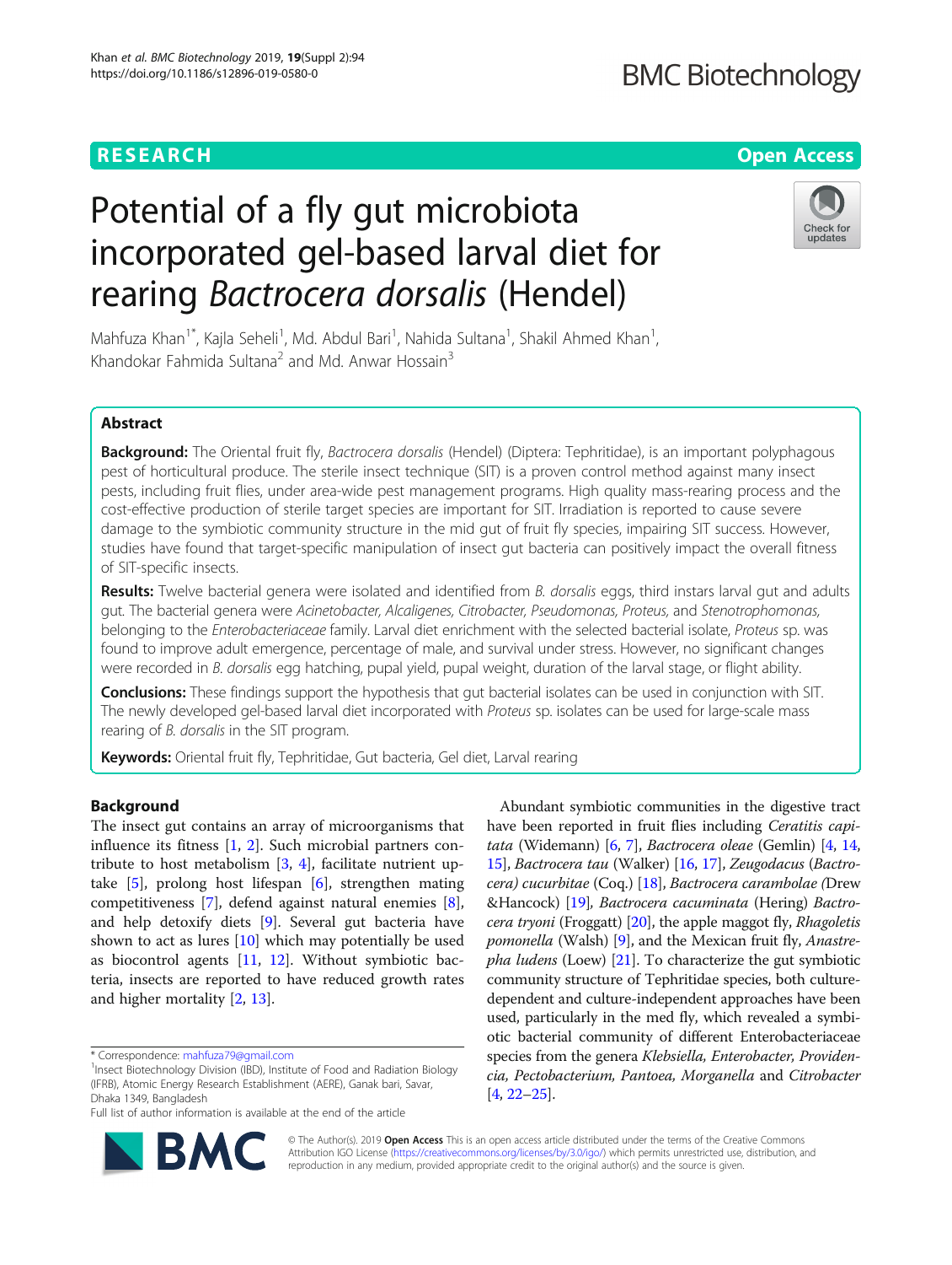RESEARCH

Open Access

# Potential of a fly gut microbiota incorporated gel-based larval diet for rearing *Bactrocera dorsalis* (Hendel)

Mahfuza Khan[1*], Kajla Seheli[1], Md. Abdul Bari[1], Nahida Sultana[1], Shakil Ahmed Khan[1], Khandokar Fahmida Sultana[2] and Md. Anwar Hossain[3]

## Abstract

**Background:** The Oriental fruit fly, *Bactrocera dorsalis* (Hendel) (Diptera: Tephritidae), is an important polyphagous pest of horticultural produce. The sterile insect technique (SIT) is a proven control method against many insect pests, including fruit flies, under area-wide pest management programs. High quality mass-rearing process and the cost-effective production of sterile target species are important for SIT. Irradiation is reported to cause severe damage to the symbiotic community structure in the mid gut of fruit fly species, impairing SIT success. However, studies have found that target-specific manipulation of insect gut bacteria can positively impact the overall fitness of SIT-specific insects.

**Results:** Twelve bacterial genera were isolated and identified from *B. dorsalis* eggs, third instars larval gut and adults gut. The bacterial genera were *Acinetobacter, Alcaligenes, Citrobacter, Pseudomonas, Proteus,* and *Stenotrophomonas,* belonging to the *Enterobacteriaceae* family. Larval diet enrichment with the selected bacterial isolate, *Proteus* sp. was found to improve adult emergence, percentage of male, and survival under stress. However, no significant changes were recorded in *B. dorsalis* egg hatching, pupal yield, pupal weight, duration of the larval stage, or flight ability.

**Conclusions:** These findings support the hypothesis that gut bacterial isolates can be used in conjunction with SIT. The newly developed gel-based larval diet incorporated with *Proteus* sp. isolates can be used for large-scale mass rearing of *B. dorsalis* in the SIT program.

**Keywords:** Oriental fruit fly, Tephritidae, Gut bacteria, Gel diet, Larval rearing

## Background

The insect gut contains an array of microorganisms that influence its fitness [1, 2]. Such microbial partners contribute to host metabolism [3, 4], facilitate nutrient uptake [5], prolong host lifespan [6], strengthen mating competitiveness [7], defend against natural enemies [8], and help detoxify diets [9]. Several gut bacteria have shown to act as lures [10] which may potentially be used as biocontrol agents [11, 12]. Without symbiotic bacteria, insects are reported to have reduced growth rates and higher mortality [2, 13].

Abundant symbiotic communities in the digestive tract have been reported in fruit flies including *Ceratitis capitata* (Widemann) [6, 7], *Bactrocera oleae* (Gemlin) [4, 14, 15], *Bactrocera tau* (Walker) [16, 17], *Zeugodacus* (*Bactrocera) cucurbitae* (Coq.) [18], *Bactrocera carambolae (*Drew &Hancock) [19], *Bactrocera cacuminata* (Hering) *Bactrocera tryoni* (Froggatt) [20], the apple maggot fly, *Rhagoletis pomonella* (Walsh) [9], and the Mexican fruit fly, *Anastrepha ludens* (Loew) [21]. To characterize the gut symbiotic community structure of Tephritidae species, both culture-dependent and culture-independent approaches have been used, particularly in the med fly, which revealed a symbiotic bacterial community of different Enterobacteriaceae species from the genera *Klebsiella, Enterobacter, Providencia, Pectobacterium, Pantoea, Morganella* and *Citrobacter* [4, 22–25].

* Correspondence: mahfuza79@gmail.com
[1]Insect Biotechnology Division (IBD), Institute of Food and Radiation Biology (IFRB), Atomic Energy Research Establishment (AERE), Ganak bari, Savar, Dhaka 1349, Bangladesh
Full list of author information is available at the end of the article

© The Author(s). 2019 **Open Access** This is an open access article distributed under the terms of the Creative Commons Attribution IGO License (https://creativecommons.org/licenses/by/3.0/igo/) which permits unrestricted use, distribution, and reproduction in any medium, provided appropriate credit to the original author(s) and the source is given.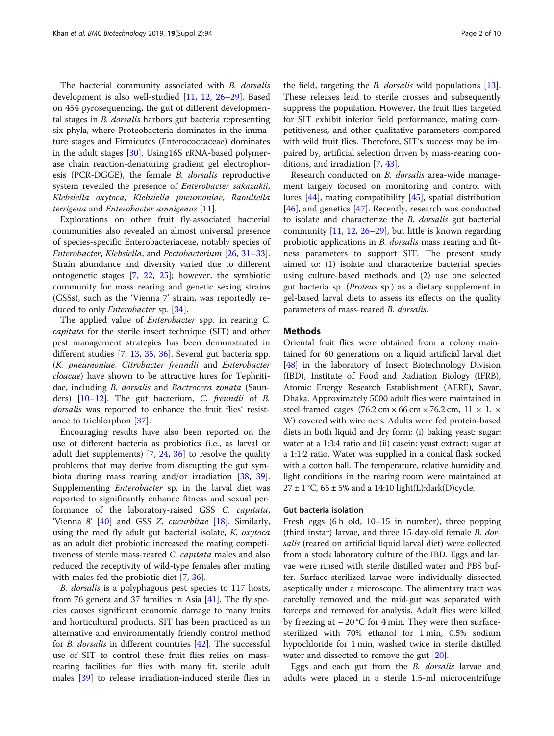The bacterial community associated with *B. dorsalis* development is also well-studied [11, 12, 26–29]. Based on 454 pyrosequencing, the gut of different developmental stages in *B. dorsalis* harbors gut bacteria representing six phyla, where Proteobacteria dominates in the immature stages and Firmicutes (Enterococcaceae) dominates in the adult stages [30]. Using16S rRNA-based polymerase chain reaction-denaturing gradient gel electrophoresis (PCR-DGGE), the female *B. dorsalis* reproductive system revealed the presence of *Enterobacter sakazakii*, *Klebsiella oxytoca*, *Klebsiella pneumoniae*, *Raoultella terrigena* and *Enterobacter amnigenus* [11].

Explorations on other fruit fly-associated bacterial communities also revealed an almost universal presence of species-specific Enterobacteriaceae, notably species of *Enterobacter*, *Klebsiella*, and *Pectobacterium* [26, 31–33]. Strain abundance and diversity varied due to different ontogenetic stages [7, 22, 25]; however, the symbiotic community for mass rearing and genetic sexing strains (GSSs), such as the 'Vienna 7' strain, was reportedly reduced to only *Enterobacter* sp. [34].

The applied value of *Enterobacter* spp. in rearing *C. capitata* for the sterile insect technique (SIT) and other pest management strategies has been demonstrated in different studies [7, 13, 35, 36]. Several gut bacteria spp. (*K. pneumoniae*, *Citrobacter freundii* and *Enterobacter cloacae*) have shown to be attractive lures for Tephritidae, including *B. dorsalis* and *Bactrocera zonata* (Saunders) [10–12]. The gut bacterium, *C. freundii* of *B. dorsalis* was reported to enhance the fruit flies' resistance to trichlorphon [37].

Encouraging results have also been reported on the use of different bacteria as probiotics (i.e., as larval or adult diet supplements) [7, 24, 36] to resolve the quality problems that may derive from disrupting the gut symbiota during mass rearing and/or irradiation [38, 39]. Supplementing *Enterobacter* sp. in the larval diet was reported to significantly enhance fitness and sexual performance of the laboratory-raised GSS *C. capitata*, 'Vienna 8' [40] and GSS *Z. cucurbitae* [18]. Similarly, using the med fly adult gut bacterial isolate, *K. oxytoca* as an adult diet probiotic increased the mating competitiveness of sterile mass-reared *C. capitata* males and also reduced the receptivity of wild-type females after mating with males fed the probiotic diet [7, 36].

*B. dorsalis* is a polyphagous pest species to 117 hosts, from 76 genera and 37 families in Asia [41]. The fly species causes significant economic damage to many fruits and horticultural products. SIT has been practiced as an alternative and environmentally friendly control method for *B. dorsalis* in different countries [42]. The successful use of SIT to control these fruit flies relies on mass-rearing facilities for flies with many fit, sterile adult males [39] to release irradiation-induced sterile flies in the field, targeting the *B. dorsalis* wild populations [13]. These releases lead to sterile crosses and subsequently suppress the population. However, the fruit flies targeted for SIT exhibit inferior field performance, mating competitiveness, and other qualitative parameters compared with wild fruit flies. Therefore, SIT's success may be impaired by, artificial selection driven by mass-rearing conditions, and irradiation [7, 43].

Research conducted on *B. dorsalis* area-wide management largely focused on monitoring and control with lures [44], mating compatibility [45], spatial distribution [46], and genetics [47]. Recently, research was conducted to isolate and characterize the *B. dorsalis* gut bacterial community [11, 12, 26–29], but little is known regarding probiotic applications in *B. dorsalis* mass rearing and fitness parameters to support SIT. The present study aimed to: (1) isolate and characterize gut bacterial species using culture-based methods and (2) use one selected gut bacteria sp. (*Proteus* sp.) as a dietary supplement in gel-based larval diets to assess its effects on the quality parameters of mass-reared *B. dorsalis.*

## Methods

Oriental fruit flies were obtained from a colony maintained for 60 generations on a liquid artificial larval diet [48] in the laboratory of Insect Biotechnology Division (IBD), Institute of Food and Radiation Biology (IFRB), Atomic Energy Research Establishment (AERE), Savar, Dhaka. Approximately 5000 adult flies were maintained in steel-framed cages (76.2 cm × 66 cm × 76.2 cm, H × L × W) covered with wire nets. Adults were fed protein-based diets in both liquid and dry form: (i) baking yeast: sugar: water at a 1:3:4 ratio and (ii) casein: yeast extract: sugar at a 1:1:2 ratio. Water was supplied in a conical flask socked with a cotton ball. The temperature, relative humidity and light conditions in the rearing room were maintained at 27 ± 1 °C, 65 ± 5% and a 14:10 light(L):dark(D)cycle.

### Gut bacteria isolation

Fresh eggs (6 h old, 10–15 in number), three popping (third instar) larvae, and three 15-day-old female *B. dorsalis* (reared on artificial liquid larval diet) were collected from a stock laboratory culture of the IBD. Eggs and larvae were rinsed with sterile distilled water and PBS buffer. Surface-sterilized larvae were individually dissected aseptically under a microscope. The alimentary tract was carefully removed and the mid-gut was separated with forceps and removed for analysis. Adult flies were killed by freezing at − 20 °C for 4 min. They were then surface-sterilized with 70% ethanol for 1 min, 0.5% sodium hypochloride for 1 min, washed twice in sterile distilled water and dissected to remove the gut [20].

Eggs and each gut from the *B. dorsalis* larvae and adults were placed in a sterile 1.5-ml microcentrifuge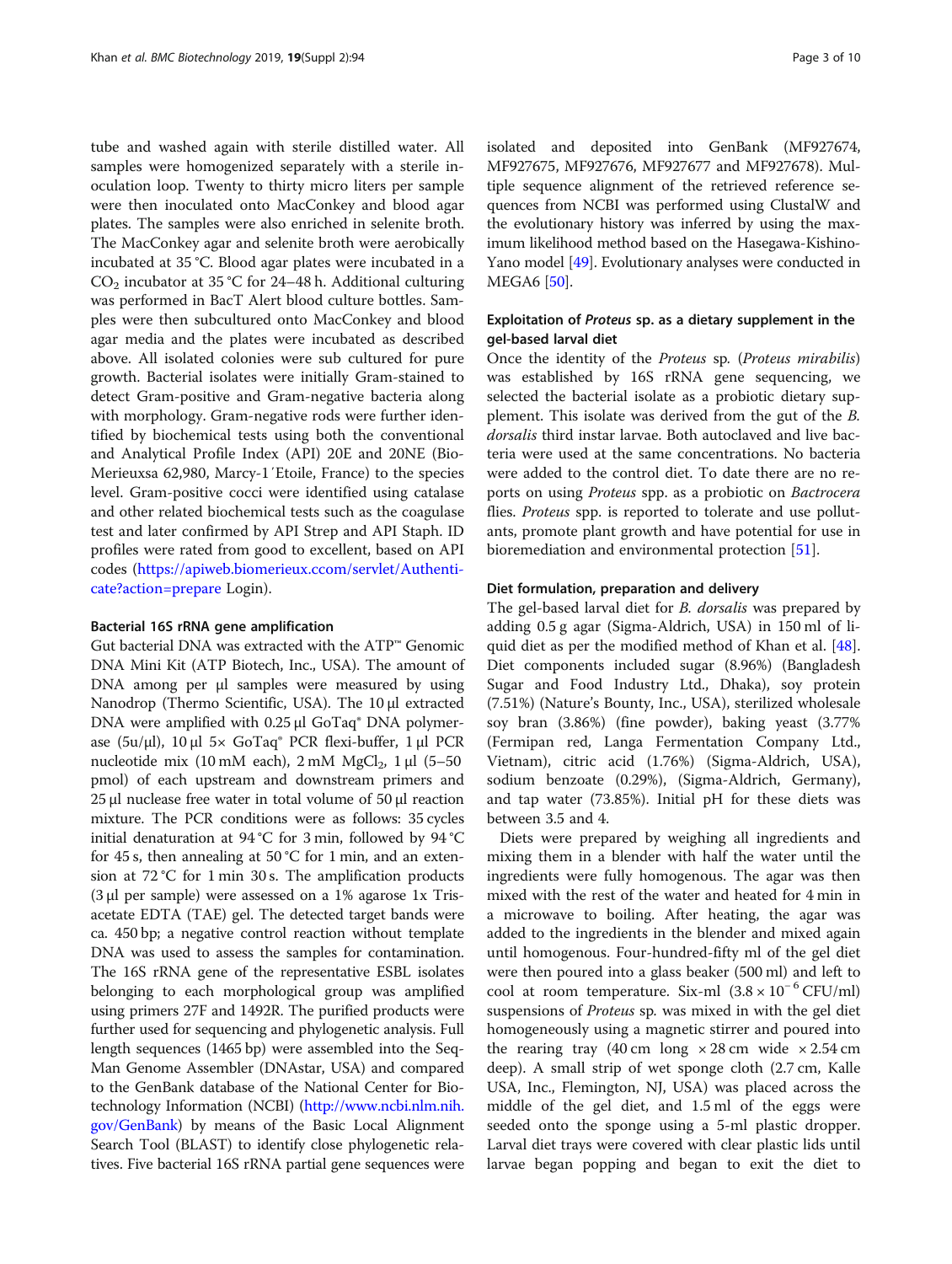tube and washed again with sterile distilled water. All samples were homogenized separately with a sterile inoculation loop. Twenty to thirty micro liters per sample were then inoculated onto MacConkey and blood agar plates. The samples were also enriched in selenite broth. The MacConkey agar and selenite broth were aerobically incubated at 35 °C. Blood agar plates were incubated in a $CO_2$ incubator at 35 °C for 24–48 h. Additional culturing was performed in BacT Alert blood culture bottles. Samples were then subcultured onto MacConkey and blood agar media and the plates were incubated as described above. All isolated colonies were sub cultured for pure growth. Bacterial isolates were initially Gram-stained to detect Gram-positive and Gram-negative bacteria along with morphology. Gram-negative rods were further identified by biochemical tests using both the conventional and Analytical Profile Index (API) 20E and 20NE (Bio-Merieuxsa 62,980, Marcy-1′Etoile, France) to the species level. Gram-positive cocci were identified using catalase and other related biochemical tests such as the coagulase test and later confirmed by API Strep and API Staph. ID profiles were rated from good to excellent, based on API codes (https://apiweb.biomerieux.ccom/servlet/Authenticate?action=prepare Login).

#### Bacterial 16S rRNA gene amplification

Gut bacterial DNA was extracted with the ATP™ Genomic DNA Mini Kit (ATP Biotech, Inc., USA). The amount of DNA among per μl samples were measured by using Nanodrop (Thermo Scientific, USA). The 10 μl extracted DNA were amplified with 0.25 μl GoTaq® DNA polymerase (5u/μl), 10 μl 5× GoTaq® PCR flexi-buffer, 1 μl PCR nucleotide mix (10 mM each), 2 mM $MgCl_2$, 1 μl (5–50 pmol) of each upstream and downstream primers and 25 μl nuclease free water in total volume of 50 μl reaction mixture. The PCR conditions were as follows: 35 cycles initial denaturation at 94 °C for 3 min, followed by 94 °C for 45 s, then annealing at 50 °C for 1 min, and an extension at 72 °C for 1 min 30 s. The amplification products (3 μl per sample) were assessed on a 1% agarose 1x Tris-acetate EDTA (TAE) gel. The detected target bands were ca. 450 bp; a negative control reaction without template DNA was used to assess the samples for contamination. The 16S rRNA gene of the representative ESBL isolates belonging to each morphological group was amplified using primers 27F and 1492R. The purified products were further used for sequencing and phylogenetic analysis. Full length sequences (1465 bp) were assembled into the SeqMan Genome Assembler (DNAstar, USA) and compared to the GenBank database of the National Center for Biotechnology Information (NCBI) (http://www.ncbi.nlm.nih.gov/GenBank) by means of the Basic Local Alignment Search Tool (BLAST) to identify close phylogenetic relatives. Five bacterial 16S rRNA partial gene sequences were isolated and deposited into GenBank (MF927674, MF927675, MF927676, MF927677 and MF927678). Multiple sequence alignment of the retrieved reference sequences from NCBI was performed using ClustalW and the evolutionary history was inferred by using the maximum likelihood method based on the Hasegawa-Kishino-Yano model [49]. Evolutionary analyses were conducted in MEGA6 [50].

#### Exploitation of *Proteus* sp. as a dietary supplement in the gel-based larval diet

Once the identity of the *Proteus* sp. (*Proteus mirabilis*) was established by 16S rRNA gene sequencing, we selected the bacterial isolate as a probiotic dietary supplement. This isolate was derived from the gut of the *B. dorsalis* third instar larvae. Both autoclaved and live bacteria were used at the same concentrations. No bacteria were added to the control diet. To date there are no reports on using *Proteus* spp. as a probiotic on *Bactrocera* flies. *Proteus* spp. is reported to tolerate and use pollutants, promote plant growth and have potential for use in bioremediation and environmental protection [51].

#### Diet formulation, preparation and delivery

The gel-based larval diet for *B. dorsalis* was prepared by adding 0.5 g agar (Sigma-Aldrich, USA) in 150 ml of liquid diet as per the modified method of Khan et al. [48]. Diet components included sugar (8.96%) (Bangladesh Sugar and Food Industry Ltd., Dhaka), soy protein (7.51%) (Nature's Bounty, Inc., USA), sterilized wholesale soy bran (3.86%) (fine powder), baking yeast (3.77% (Fermipan red, Langa Fermentation Company Ltd., Vietnam), citric acid (1.76%) (Sigma-Aldrich, USA), sodium benzoate (0.29%), (Sigma-Aldrich, Germany), and tap water (73.85%). Initial pH for these diets was between 3.5 and 4.

Diets were prepared by weighing all ingredients and mixing them in a blender with half the water until the ingredients were fully homogenous. The agar was then mixed with the rest of the water and heated for 4 min in a microwave to boiling. After heating, the agar was added to the ingredients in the blender and mixed again until homogenous. Four-hundred-fifty ml of the gel diet were then poured into a glass beaker (500 ml) and left to cool at room temperature. Six-ml ($3.8 \times 10^{-6}$ CFU/ml) suspensions of *Proteus* sp. was mixed in with the gel diet homogeneously using a magnetic stirrer and poured into the rearing tray (40 cm long × 28 cm wide × 2.54 cm deep). A small strip of wet sponge cloth (2.7 cm, Kalle USA, Inc., Flemington, NJ, USA) was placed across the middle of the gel diet, and 1.5 ml of the eggs were seeded onto the sponge using a 5-ml plastic dropper. Larval diet trays were covered with clear plastic lids until larvae began popping and began to exit the diet to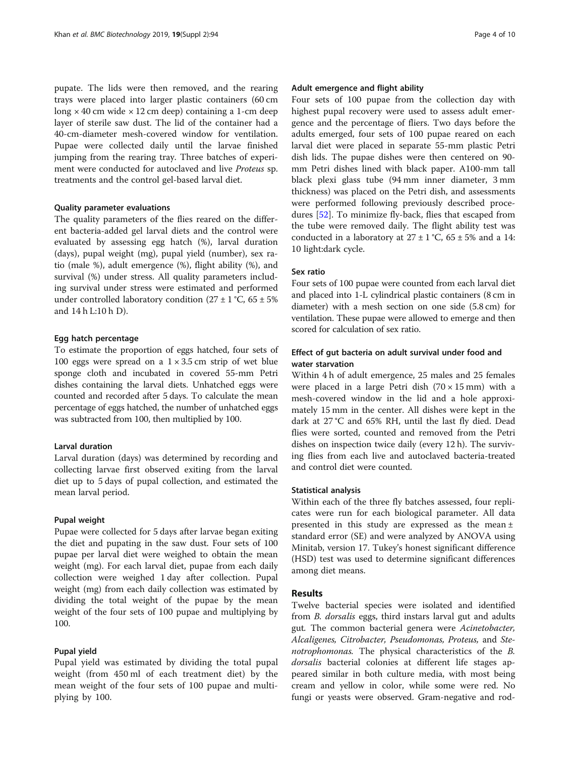pupate. The lids were then removed, and the rearing trays were placed into larger plastic containers (60 cm long × 40 cm wide × 12 cm deep) containing a 1-cm deep layer of sterile saw dust. The lid of the container had a 40-cm-diameter mesh-covered window for ventilation. Pupae were collected daily until the larvae finished jumping from the rearing tray. Three batches of experiment were conducted for autoclaved and live *Proteus* sp. treatments and the control gel-based larval diet.

#### Quality parameter evaluations

The quality parameters of the flies reared on the different bacteria-added gel larval diets and the control were evaluated by assessing egg hatch (%), larval duration (days), pupal weight (mg), pupal yield (number), sex ratio (male %), adult emergence (%), flight ability (%), and survival (%) under stress. All quality parameters including survival under stress were estimated and performed under controlled laboratory condition (27 ± 1 °C, 65 ± 5% and 14 h L:10 h D).

#### Egg hatch percentage

To estimate the proportion of eggs hatched, four sets of 100 eggs were spread on a 1 × 3.5 cm strip of wet blue sponge cloth and incubated in covered 55-mm Petri dishes containing the larval diets. Unhatched eggs were counted and recorded after 5 days. To calculate the mean percentage of eggs hatched, the number of unhatched eggs was subtracted from 100, then multiplied by 100.

#### Larval duration

Larval duration (days) was determined by recording and collecting larvae first observed exiting from the larval diet up to 5 days of pupal collection, and estimated the mean larval period.

#### Pupal weight

Pupae were collected for 5 days after larvae began exiting the diet and pupating in the saw dust. Four sets of 100 pupae per larval diet were weighed to obtain the mean weight (mg). For each larval diet, pupae from each daily collection were weighed 1 day after collection. Pupal weight (mg) from each daily collection was estimated by dividing the total weight of the pupae by the mean weight of the four sets of 100 pupae and multiplying by 100.

#### Pupal yield

Pupal yield was estimated by dividing the total pupal weight (from 450 ml of each treatment diet) by the mean weight of the four sets of 100 pupae and multiplying by 100.

#### Adult emergence and flight ability

Four sets of 100 pupae from the collection day with highest pupal recovery were used to assess adult emergence and the percentage of fliers. Two days before the adults emerged, four sets of 100 pupae reared on each larval diet were placed in separate 55-mm plastic Petri dish lids. The pupae dishes were then centered on 90-mm Petri dishes lined with black paper. A100-mm tall black plexi glass tube (94 mm inner diameter, 3 mm thickness) was placed on the Petri dish, and assessments were performed following previously described procedures [52]. To minimize fly-back, flies that escaped from the tube were removed daily. The flight ability test was conducted in a laboratory at 27 ± 1 °C, 65 ± 5% and a 14:10 light:dark cycle.

#### Sex ratio

Four sets of 100 pupae were counted from each larval diet and placed into 1-L cylindrical plastic containers (8 cm in diameter) with a mesh section on one side (5.8 cm) for ventilation. These pupae were allowed to emerge and then scored for calculation of sex ratio.

#### Effect of gut bacteria on adult survival under food and water starvation

Within 4 h of adult emergence, 25 males and 25 females were placed in a large Petri dish (70 × 15 mm) with a mesh-covered window in the lid and a hole approximately 15 mm in the center. All dishes were kept in the dark at 27 °C and 65% RH, until the last fly died. Dead flies were sorted, counted and removed from the Petri dishes on inspection twice daily (every 12 h). The surviving flies from each live and autoclaved bacteria-treated and control diet were counted.

#### Statistical analysis

Within each of the three fly batches assessed, four replicates were run for each biological parameter. All data presented in this study are expressed as the mean ± standard error (SE) and were analyzed by ANOVA using Minitab, version 17. Tukey's honest significant difference (HSD) test was used to determine significant differences among diet means.

## Results

Twelve bacterial species were isolated and identified from *B. dorsalis* eggs, third instars larval gut and adults gut. The common bacterial genera were *Acinetobacter, Alcaligenes, Citrobacter, Pseudomonas, Proteus,* and *Stenotrophomonas.* The physical characteristics of the *B. dorsalis* bacterial colonies at different life stages appeared similar in both culture media, with most being cream and yellow in color, while some were red. No fungi or yeasts were observed. Gram-negative and rod-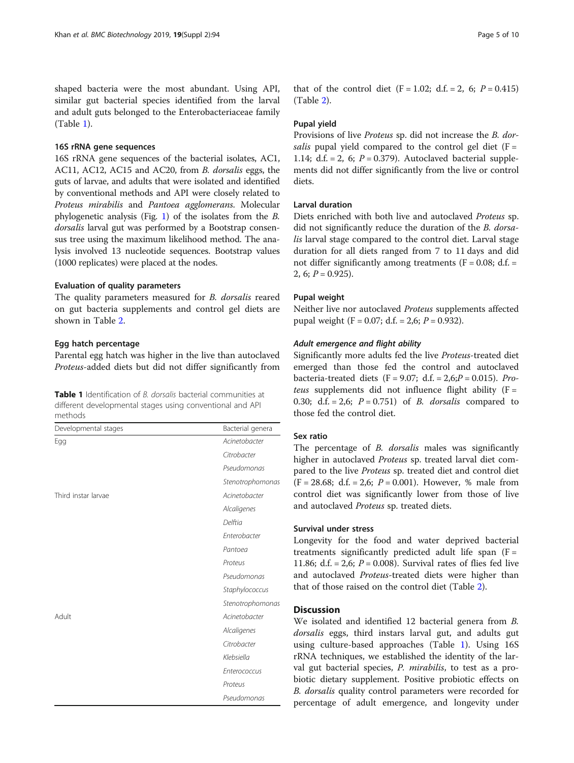shaped bacteria were the most abundant. Using API, similar gut bacterial species identified from the larval and adult guts belonged to the Enterobacteriaceae family (Table 1).

### 16S rRNA gene sequences

16S rRNA gene sequences of the bacterial isolates, AC1, AC11, AC12, AC15 and AC20, from *B. dorsalis* eggs, the guts of larvae, and adults that were isolated and identified by conventional methods and API were closely related to *Proteus mirabilis* and *Pantoea agglomerans*. Molecular phylogenetic analysis (Fig. 1) of the isolates from the *B. dorsalis* larval gut was performed by a Bootstrap consensus tree using the maximum likelihood method. The analysis involved 13 nucleotide sequences. Bootstrap values (1000 replicates) were placed at the nodes.

### Evaluation of quality parameters

The quality parameters measured for *B. dorsalis* reared on gut bacteria supplements and control gel diets are shown in Table 2.

### Egg hatch percentage

Parental egg hatch was higher in the live than autoclaved *Proteus*-added diets but did not differ significantly from that of the control diet ($F = 1.02$; d.f. = 2, 6; $P = 0.415$) (Table 2).

**Table 1** Identification of *B. dorsalis* bacterial communities at different developmental stages using conventional and API methods

| Developmental stages | Bacterial genera |
|---|---|
| Egg | *Acinetobacter* |
| | *Citrobacter* |
| | *Pseudomonas* |
| | *Stenotrophomonas* |
| Third instar larvae | *Acinetobacter* |
| | *Alcaligenes* |
| | *Delftia* |
| | *Enterobacter* |
| | *Pantoea* |
| | *Proteus* |
| | *Pseudomonas* |
| | *Staphylococcus* |
| | *Stenotrophomonas* |
| Adult | *Acinetobacter* |
| | *Alcaligenes* |
| | *Citrobacter* |
| | *Klebsiella* |
| | *Enterococcus* |
| | *Proteus* |
| | *Pseudomonas* |

### Pupal yield

Provisions of live *Proteus* sp. did not increase the *B. dorsalis* pupal yield compared to the control gel diet ($F = 1.14$; d.f. = 2, 6; $P = 0.379$). Autoclaved bacterial supplements did not differ significantly from the live or control diets.

### Larval duration

Diets enriched with both live and autoclaved *Proteus* sp. did not significantly reduce the duration of the *B. dorsalis* larval stage compared to the control diet. Larval stage duration for all diets ranged from 7 to 11 days and did not differ significantly among treatments ($F = 0.08$; d.f. = 2, 6; $P = 0.925$).

### Pupal weight

Neither live nor autoclaved *Proteus* supplements affected pupal weight ($F = 0.07$; d.f. = 2,6; $P = 0.932$).

#### *Adult emergence and flight ability*

Significantly more adults fed the live *Proteus*-treated diet emerged than those fed the control and autoclaved bacteria-treated diets ($F = 9.07$; d.f. = 2,6; $P = 0.015$). *Proteus* supplements did not influence flight ability ($F = 0.30$; d.f. = 2,6; $P = 0.751$) of *B. dorsalis* compared to those fed the control diet.

### Sex ratio

The percentage of *B. dorsalis* males was significantly higher in autoclaved *Proteus* sp. treated larval diet compared to the live *Proteus* sp. treated diet and control diet ($F = 28.68$; d.f. = 2,6; $P = 0.001$). However, % male from control diet was significantly lower from those of live and autoclaved *Proteus* sp. treated diets.

### Survival under stress

Longevity for the food and water deprived bacterial treatments significantly predicted adult life span ($F = 11.86$; d.f. = 2,6; $P = 0.008$). Survival rates of flies fed live and autoclaved *Proteus*-treated diets were higher than that of those raised on the control diet (Table 2).

## Discussion

We isolated and identified 12 bacterial genera from *B. dorsalis* eggs, third instars larval gut, and adults gut using culture-based approaches (Table 1). Using 16S rRNA techniques, we established the identity of the larval gut bacterial species, *P. mirabilis*, to test as a probiotic dietary supplement. Positive probiotic effects on *B. dorsalis* quality control parameters were recorded for percentage of adult emergence, and longevity under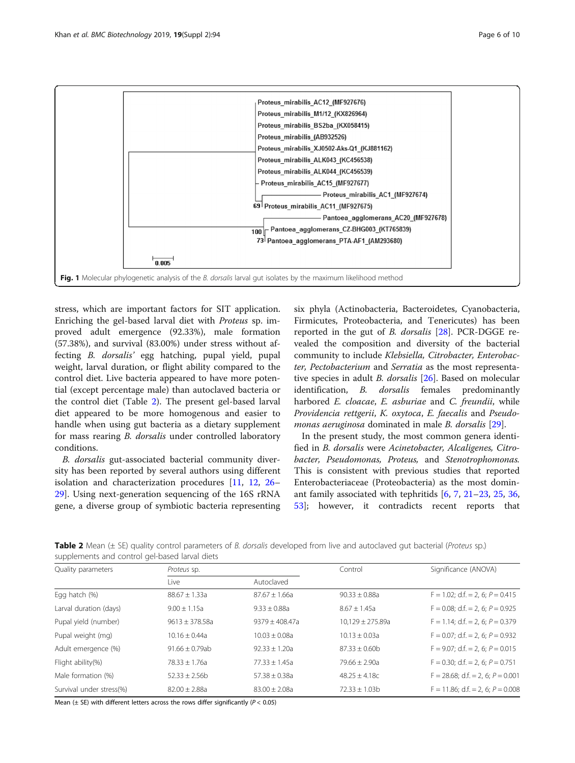Fig. 1 Molecular phylogenetic analysis of the *B. dorsalis* larval gut isolates by the maximum likelihood method

stress, which are important factors for SIT application. Enriching the gel-based larval diet with *Proteus* sp. improved adult emergence (92.33%), male formation (57.38%), and survival (83.00%) under stress without affecting *B. dorsalis'* egg hatching, pupal yield, pupal weight, larval duration, or flight ability compared to the control diet. Live bacteria appeared to have more potential (except percentage male) than autoclaved bacteria or the control diet (Table 2). The present gel-based larval diet appeared to be more homogenous and easier to handle when using gut bacteria as a dietary supplement for mass rearing *B. dorsalis* under controlled laboratory conditions.

*B. dorsalis* gut-associated bacterial community diversity has been reported by several authors using different isolation and characterization procedures [11, 12, 26–29]. Using next-generation sequencing of the 16S rRNA gene, a diverse group of symbiotic bacteria representing six phyla (Actinobacteria, Bacteroidetes, Cyanobacteria, Firmicutes, Proteobacteria, and Tenericutes) has been reported in the gut of *B. dorsalis* [28]. PCR-DGGE revealed the composition and diversity of the bacterial community to include *Klebsiella, Citrobacter, Enterobacter, Pectobacterium* and *Serratia* as the most representative species in adult *B. dorsalis* [26]. Based on molecular identification, *B. dorsalis* females predominantly harbored *E. cloacae*, *E. asburiae* and *C. freundii*, while *Providencia rettgerii*, *K. oxytoca*, *E. faecalis* and *Pseudomonas aeruginosa* dominated in male *B. dorsalis* [29].

In the present study, the most common genera identified in *B. dorsalis* were *Acinetobacter, Alcaligenes, Citrobacter, Pseudomonas, Proteus,* and *Stenotrophomonas.* This is consistent with previous studies that reported Enterobacteriaceae (Proteobacteria) as the most dominant family associated with tephritids [6, 7, 21–23, 25, 36, 53]; however, it contradicts recent reports that

**Table 2** Mean (± SE) quality control parameters of *B. dorsalis* developed from live and autoclaved gut bacterial (*Proteus* sp.) supplements and control gel-based larval diets

| Quality parameters | *Proteus* sp. | | Control | Significance (ANOVA) |
|---|---|---|---|---|
| | Live | Autoclaved | | |
| Egg hatch (%) | 88.67 ± 1.33a | 87.67 ± 1.66a | 90.33 ± 0.88a | F = 1.02; d.f. = 2, 6; $P = 0.415$ |
| Larval duration (days) | 9.00 ± 1.15a | 9.33 ± 0.88a | 8.67 ± 1.45a | F = 0.08; d.f. = 2, 6; $P = 0.925$ |
| Pupal yield (number) | 9613 ± 378.58a | 9379 ± 408.47a | 10,129 ± 275.89a | F = 1.14; d.f. = 2, 6; $P = 0.379$ |
| Pupal weight (mg) | 10.16 ± 0.44a | 10.03 ± 0.08a | 10.13 ± 0.03a | F = 0.07; d.f. = 2, 6; $P = 0.932$ |
| Adult emergence (%) | 91.66 ± 0.79ab | 92.33 ± 1.20a | 87.33 ± 0.60b | F = 9.07; d.f. = 2, 6; $P = 0.015$ |
| Flight ability(%) | 78.33 ± 1.76a | 77.33 ± 1.45a | 79.66 ± 2.90a | F = 0.30; d.f. = 2, 6; $P = 0.751$ |
| Male formation (%) | 52.33 ± 2.56b | 57.38 ± 0.38a | 48.25 ± 4.18c | F = 28.68; d.f. = 2, 6; $P = 0.001$ |
| Survival under stress(%) | 82.00 ± 2.88a | 83.00 ± 2.08a | 72.33 ± 1.03b | F = 11.86; d.f. = 2, 6; $P = 0.008$ |

Mean (± SE) with different letters across the rows differ significantly ($P < 0.05$)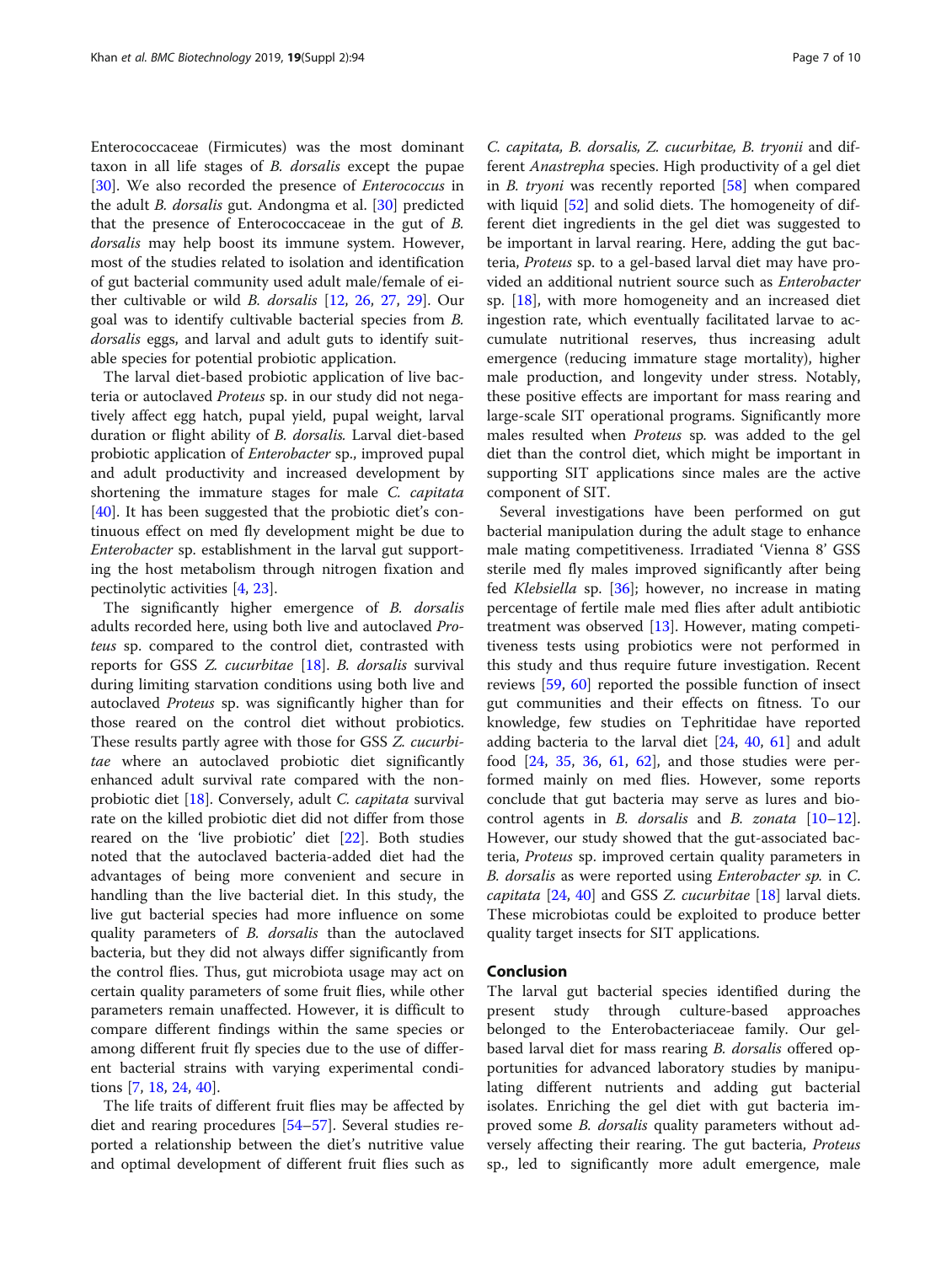Enterococcaceae (Firmicutes) was the most dominant taxon in all life stages of *B. dorsalis* except the pupae [30]. We also recorded the presence of *Enterococcus* in the adult *B. dorsalis* gut. Andongma et al. [30] predicted that the presence of Enterococcaceae in the gut of *B. dorsalis* may help boost its immune system. However, most of the studies related to isolation and identification of gut bacterial community used adult male/female of either cultivable or wild *B. dorsalis* [12, 26, 27, 29]. Our goal was to identify cultivable bacterial species from *B. dorsalis* eggs, and larval and adult guts to identify suitable species for potential probiotic application.

The larval diet-based probiotic application of live bacteria or autoclaved *Proteus* sp. in our study did not negatively affect egg hatch, pupal yield, pupal weight, larval duration or flight ability of *B. dorsalis*. Larval diet-based probiotic application of *Enterobacter* sp., improved pupal and adult productivity and increased development by shortening the immature stages for male *C. capitata* [40]. It has been suggested that the probiotic diet's continuous effect on med fly development might be due to *Enterobacter* sp. establishment in the larval gut supporting the host metabolism through nitrogen fixation and pectinolytic activities [4, 23].

The significantly higher emergence of *B. dorsalis* adults recorded here, using both live and autoclaved *Proteus* sp. compared to the control diet, contrasted with reports for GSS *Z. cucurbitae* [18]. *B. dorsalis* survival during limiting starvation conditions using both live and autoclaved *Proteus* sp. was significantly higher than for those reared on the control diet without probiotics. These results partly agree with those for GSS *Z. cucurbitae* where an autoclaved probiotic diet significantly enhanced adult survival rate compared with the non-probiotic diet [18]. Conversely, adult *C. capitata* survival rate on the killed probiotic diet did not differ from those reared on the 'live probiotic' diet [22]. Both studies noted that the autoclaved bacteria-added diet had the advantages of being more convenient and secure in handling than the live bacterial diet. In this study, the live gut bacterial species had more influence on some quality parameters of *B. dorsalis* than the autoclaved bacteria, but they did not always differ significantly from the control flies. Thus, gut microbiota usage may act on certain quality parameters of some fruit flies, while other parameters remain unaffected. However, it is difficult to compare different findings within the same species or among different fruit fly species due to the use of different bacterial strains with varying experimental conditions [7, 18, 24, 40].

The life traits of different fruit flies may be affected by diet and rearing procedures [54–57]. Several studies reported a relationship between the diet's nutritive value and optimal development of different fruit flies such as *C. capitata, B. dorsalis, Z. cucurbitae, B. tryonii* and different *Anastrepha* species. High productivity of a gel diet in *B. tryoni* was recently reported [58] when compared with liquid [52] and solid diets. The homogeneity of different diet ingredients in the gel diet was suggested to be important in larval rearing. Here, adding the gut bacteria, *Proteus* sp. to a gel-based larval diet may have provided an additional nutrient source such as *Enterobacter* sp. [18], with more homogeneity and an increased diet ingestion rate, which eventually facilitated larvae to accumulate nutritional reserves, thus increasing adult emergence (reducing immature stage mortality), higher male production, and longevity under stress. Notably, these positive effects are important for mass rearing and large-scale SIT operational programs. Significantly more males resulted when *Proteus* sp. was added to the gel diet than the control diet, which might be important in supporting SIT applications since males are the active component of SIT.

Several investigations have been performed on gut bacterial manipulation during the adult stage to enhance male mating competitiveness. Irradiated 'Vienna 8' GSS sterile med fly males improved significantly after being fed *Klebsiella* sp. [36]; however, no increase in mating percentage of fertile male med flies after adult antibiotic treatment was observed [13]. However, mating competitiveness tests using probiotics were not performed in this study and thus require future investigation. Recent reviews [59, 60] reported the possible function of insect gut communities and their effects on fitness. To our knowledge, few studies on Tephritidae have reported adding bacteria to the larval diet [24, 40, 61] and adult food [24, 35, 36, 61, 62], and those studies were performed mainly on med flies. However, some reports conclude that gut bacteria may serve as lures and biocontrol agents in *B. dorsalis* and *B. zonata* [10–12]. However, our study showed that the gut-associated bacteria, *Proteus* sp. improved certain quality parameters in *B. dorsalis* as were reported using *Enterobacter sp.* in *C. capitata* [24, 40] and GSS *Z. cucurbitae* [18] larval diets. These microbiotas could be exploited to produce better quality target insects for SIT applications.

## Conclusion

The larval gut bacterial species identified during the present study through culture-based approaches belonged to the Enterobacteriaceae family. Our gel-based larval diet for mass rearing *B. dorsalis* offered opportunities for advanced laboratory studies by manipulating different nutrients and adding gut bacterial isolates. Enriching the gel diet with gut bacteria improved some *B. dorsalis* quality parameters without adversely affecting their rearing. The gut bacteria, *Proteus* sp., led to significantly more adult emergence, male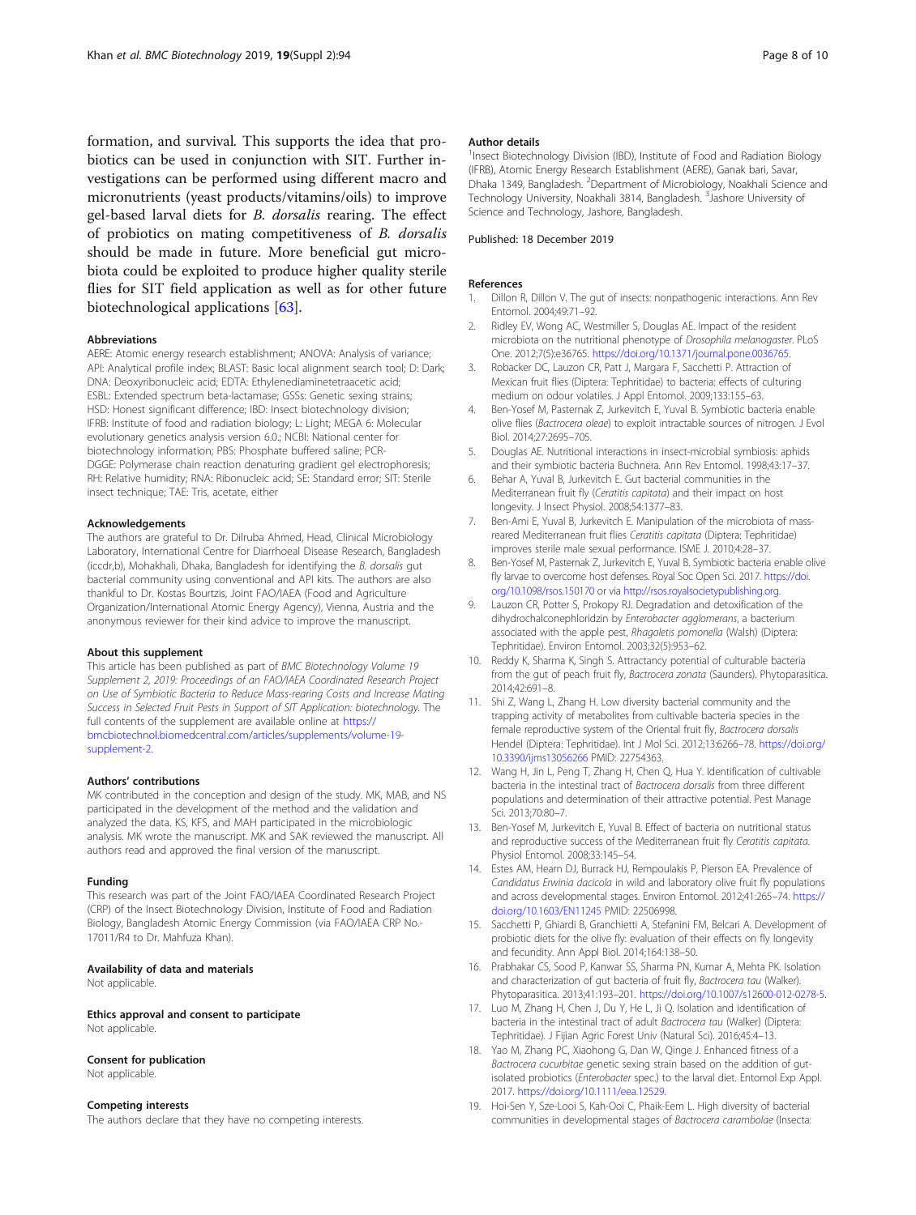formation, and survival. This supports the idea that probiotics can be used in conjunction with SIT. Further investigations can be performed using different macro and micronutrients (yeast products/vitamins/oils) to improve gel-based larval diets for *B. dorsalis* rearing. The effect of probiotics on mating competitiveness of *B. dorsalis* should be made in future. More beneficial gut microbiota could be exploited to produce higher quality sterile flies for SIT field application as well as for other future biotechnological applications [63].

### Abbreviations

AERE: Atomic energy research establishment; ANOVA: Analysis of variance; API: Analytical profile index; BLAST: Basic local alignment search tool; D: Dark; DNA: Deoxyribonucleic acid; EDTA: Ethylenediaminetetraacetic acid; ESBL: Extended spectrum beta-lactamase; GSSs: Genetic sexing strains; HSD: Honest significant difference; IBD: Insect biotechnology division; IFRB: Institute of food and radiation biology; L: Light; MEGA 6: Molecular evolutionary genetics analysis version 6.0.; NCBI: National center for biotechnology information; PBS: Phosphate buffered saline; PCR-DGGE: Polymerase chain reaction denaturing gradient gel electrophoresis; RH: Relative humidity; RNA: Ribonucleic acid; SE: Standard error; SIT: Sterile insect technique; TAE: Tris, acetate, either

### Acknowledgements

The authors are grateful to Dr. Dilruba Ahmed, Head, Clinical Microbiology Laboratory, International Centre for Diarrhoeal Disease Research, Bangladesh (iccdr,b), Mohakhali, Dhaka, Bangladesh for identifying the *B. dorsalis* gut bacterial community using conventional and API kits. The authors are also thankful to Dr. Kostas Bourtzis, Joint FAO/IAEA (Food and Agriculture Organization/International Atomic Energy Agency), Vienna, Austria and the anonymous reviewer for their kind advice to improve the manuscript.

### About this supplement

This article has been published as part of *BMC Biotechnology Volume 19 Supplement 2, 2019: Proceedings of an FAO/IAEA Coordinated Research Project on Use of Symbiotic Bacteria to Reduce Mass-rearing Costs and Increase Mating Success in Selected Fruit Pests in Support of SIT Application: biotechnology*. The full contents of the supplement are available online at https://bmcbiotechnol.biomedcentral.com/articles/supplements/volume-19-supplement-2.

### Authors' contributions

MK contributed in the conception and design of the study. MK, MAB, and NS participated in the development of the method and the validation and analyzed the data. KS, KFS, and MAH participated in the microbiologic analysis. MK wrote the manuscript. MK and SAK reviewed the manuscript. All authors read and approved the final version of the manuscript.

### Funding

This research was part of the Joint FAO/IAEA Coordinated Research Project (CRP) of the Insect Biotechnology Division, Institute of Food and Radiation Biology, Bangladesh Atomic Energy Commission (via FAO/IAEA CRP No.-17011/R4 to Dr. Mahfuza Khan).

### Availability of data and materials

Not applicable.

### Ethics approval and consent to participate

Not applicable.

### Consent for publication

Not applicable.

### Competing interests

The authors declare that they have no competing interests.

### Author details

[1]Insect Biotechnology Division (IBD), Institute of Food and Radiation Biology (IFRB), Atomic Energy Research Establishment (AERE), Ganak bari, Savar, Dhaka 1349, Bangladesh. [2]Department of Microbiology, Noakhali Science and Technology University, Noakhali 3814, Bangladesh. [3]Jashore University of Science and Technology, Jashore, Bangladesh.

Published: 18 December 2019

### References

1. Dillon R, Dillon V. The gut of insects: nonpathogenic interactions. Ann Rev Entomol. 2004;49:71–92.
2. Ridley EV, Wong AC, Westmiller S, Douglas AE. Impact of the resident microbiota on the nutritional phenotype of *Drosophila melanogaster*. PLoS One. 2012;7(5):e36765. https://doi.org/10.1371/journal.pone.0036765.
3. Robacker DC, Lauzon CR, Patt J, Margara F, Sacchetti P. Attraction of Mexican fruit flies (Diptera: Tephritidae) to bacteria: effects of culturing medium on odour volatiles. J Appl Entomol. 2009;133:155–63.
4. Ben-Yosef M, Pasternak Z, Jurkevitch E, Yuval B. Symbiotic bacteria enable olive flies (*Bactrocera oleae*) to exploit intractable sources of nitrogen. J Evol Biol. 2014;27:2695–705.
5. Douglas AE. Nutritional interactions in insect-microbial symbiosis: aphids and their symbiotic bacteria Buchnera. Ann Rev Entomol. 1998;43:17–37.
6. Behar A, Yuval B, Jurkevitch E. Gut bacterial communities in the Mediterranean fruit fly (*Ceratitis capitata*) and their impact on host longevity. J Insect Physiol. 2008;54:1377–83.
7. Ben-Ami E, Yuval B, Jurkevitch E. Manipulation of the microbiota of mass-reared Mediterranean fruit flies *Ceratitis capitata* (Diptera: Tephritidae) improves sterile male sexual performance. ISME J. 2010;4:28–37.
8. Ben-Yosef M, Pasternak Z, Jurkevitch E, Yuval B. Symbiotic bacteria enable olive fly larvae to overcome host defenses. Royal Soc Open Sci. 2017. https://doi.org/10.1098/rsos.150170 or via http://rsos.royalsocietypublishing.org.
9. Lauzon CR, Potter S, Prokopy RJ. Degradation and detoxification of the dihydrochalconephloridzin by *Enterobacter agglomerans*, a bacterium associated with the apple pest, *Rhagoletis pomonella* (Walsh) (Diptera: Tephritidae). Environ Entomol. 2003;32(5):953–62.
10. Reddy K, Sharma K, Singh S. Attractancy potential of culturable bacteria from the gut of peach fruit fly, *Bactrocera zonata* (Saunders). Phytoparasitica. 2014;42:691–8.
11. Shi Z, Wang L, Zhang H. Low diversity bacterial community and the trapping activity of metabolites from cultivable bacteria species in the female reproductive system of the Oriental fruit fly, *Bactrocera dorsalis* Hendel (Diptera: Tephritidae). Int J Mol Sci. 2012;13:6266–78. https://doi.org/10.3390/ijms13056266 PMID: 22754363.
12. Wang H, Jin L, Peng T, Zhang H, Chen Q, Hua Y. Identification of cultivable bacteria in the intestinal tract of *Bactrocera dorsalis* from three different populations and determination of their attractive potential. Pest Manage Sci. 2013;70:80–7.
13. Ben-Yosef M, Jurkevitch E, Yuval B. Effect of bacteria on nutritional status and reproductive success of the Mediterranean fruit fly *Ceratitis capitata*. Physiol Entomol. 2008;33:145–54.
14. Estes AM, Hearn DJ, Burrack HJ, Rempoulakis P, Pierson EA. Prevalence of *Candidatus Erwinia dacicola* in wild and laboratory olive fruit fly populations and across developmental stages. Environ Entomol. 2012;41:265–74. https://doi.org/10.1603/EN11245 PMID: 22506998.
15. Sacchetti P, Ghiardi B, Granchietti A, Stefanini FM, Belcari A. Development of probiotic diets for the olive fly: evaluation of their effects on fly longevity and fecundity. Ann Appl Biol. 2014;164:138–50.
16. Prabhakar CS, Sood P, Kanwar SS, Sharma PN, Kumar A, Mehta PK. Isolation and characterization of gut bacteria of fruit fly, *Bactrocera tau* (Walker). Phytoparasitica. 2013;41:193–201. https://doi.org/10.1007/s12600-012-0278-5.
17. Luo M, Zhang H, Chen J, Du Y, He L, Ji Q. Isolation and identification of bacteria in the intestinal tract of adult *Bactrocera tau* (Walker) (Diptera: Tephritidae). J Fijian Agric Forest Univ (Natural Sci). 2016;45:4–13.
18. Yao M, Zhang PC, Xiaohong G, Dan W, Qinge J. Enhanced fitness of a *Bactrocera cucurbitae* genetic sexing strain based on the addition of gut-isolated probiotics (*Enterobacter* spec.) to the larval diet. Entomol Exp Appl. 2017. https://doi.org/10.1111/eea.12529.
19. Hoi-Sen Y, Sze-Looi S, Kah-Ooi C, Phaik-Eem L. High diversity of bacterial communities in developmental stages of *Bactrocera carambolae* (Insecta: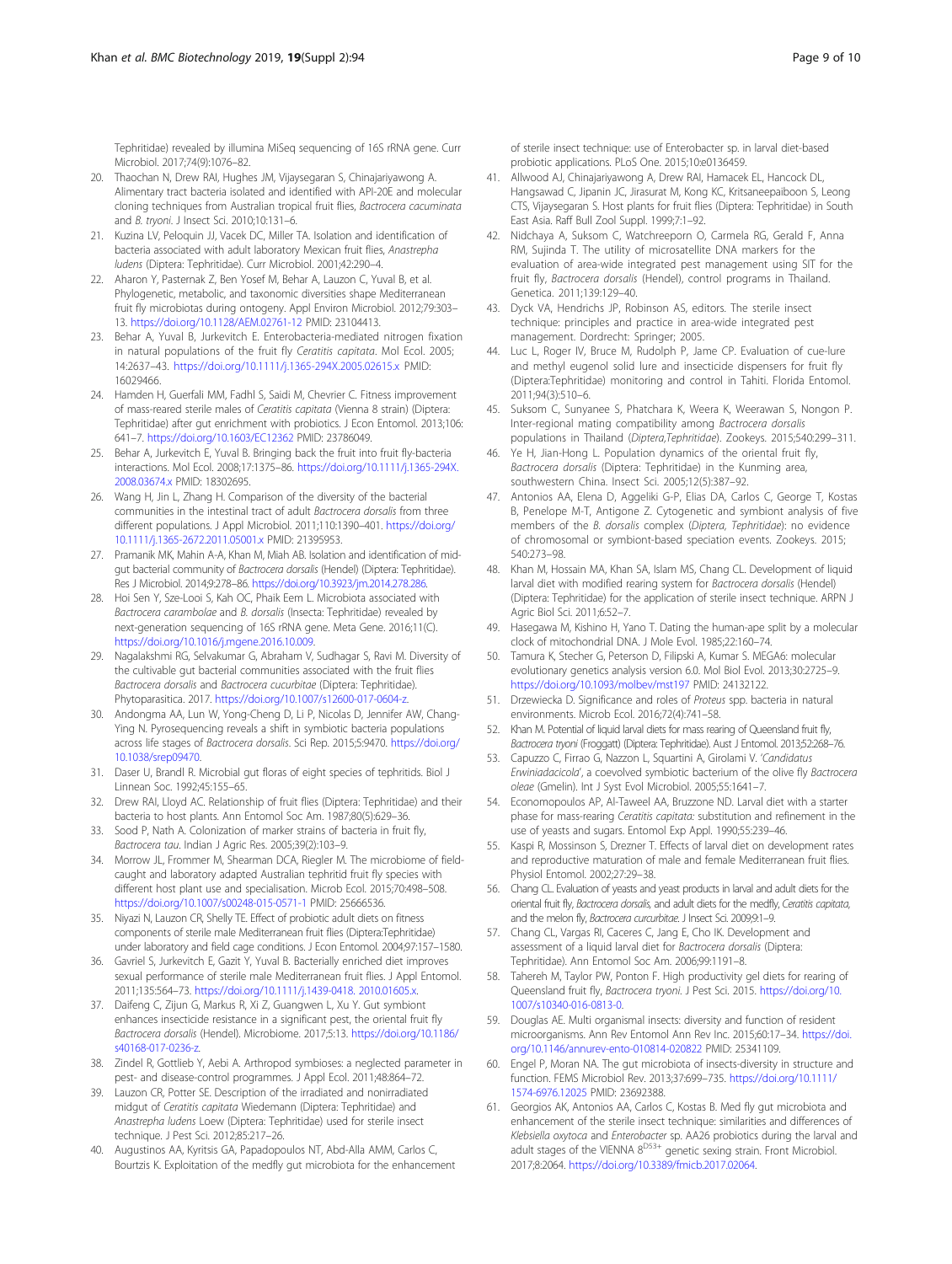Tephritidae) revealed by illumina MiSeq sequencing of 16S rRNA gene. Curr Microbiol. 2017;74(9):1076–82.

20. Thaochan N, Drew RAI, Hughes JM, Vijaysegaran S, Chinajariyawong A. Alimentary tract bacteria isolated and identified with API-20E and molecular cloning techniques from Australian tropical fruit flies, *Bactrocera cacuminata* and *B. tryoni*. J Insect Sci. 2010;10:131–6.
21. Kuzina LV, Peloquin JJ, Vacek DC, Miller TA. Isolation and identification of bacteria associated with adult laboratory Mexican fruit flies, *Anastrepha ludens* (Diptera: Tephritidae). Curr Microbiol. 2001;42:290–4.
22. Aharon Y, Pasternak Z, Ben Yosef M, Behar A, Lauzon C, Yuval B, et al. Phylogenetic, metabolic, and taxonomic diversities shape Mediterranean fruit fly microbiotas during ontogeny. Appl Environ Microbiol. 2012;79:303–13. https://doi.org/10.1128/AEM.02761-12 PMID: 23104413.
23. Behar A, Yuval B, Jurkevitch E. Enterobacteria-mediated nitrogen fixation in natural populations of the fruit fly *Ceratitis capitata*. Mol Ecol. 2005; 14:2637–43. https://doi.org/10.1111/j.1365-294X.2005.02615.x PMID: 16029466.
24. Hamden H, Guerfali MM, Fadhl S, Saidi M, Chevrier C. Fitness improvement of mass-reared sterile males of *Ceratitis capitata* (Vienna 8 strain) (Diptera: Tephritidae) after gut enrichment with probiotics. J Econ Entomol. 2013;106: 641–7. https://doi.org/10.1603/EC12362 PMID: 23786049.
25. Behar A, Jurkevitch E, Yuval B. Bringing back the fruit into fruit fly-bacteria interactions. Mol Ecol. 2008;17:1375–86. https://doi.org/10.1111/j.1365-294X.2008.03674.x PMID: 18302695.
26. Wang H, Jin L, Zhang H. Comparison of the diversity of the bacterial communities in the intestinal tract of adult *Bactrocera dorsalis* from three different populations. J Appl Microbiol. 2011;110:1390–401. https://doi.org/10.1111/j.1365-2672.2011.05001.x PMID: 21395953.
27. Pramanik MK, Mahin A-A, Khan M, Miah AB. Isolation and identification of mid-gut bacterial community of *Bactrocera dorsalis* (Hendel) (Diptera: Tephritidae). Res J Microbiol. 2014;9:278–86. https://doi.org/10.3923/jm.2014.278.286.
28. Hoi Sen Y, Sze-Looi S, Kah OC, Phaik Eem L. Microbiota associated with *Bactrocera carambolae* and *B. dorsalis* (Insecta: Tephritidae) revealed by next-generation sequencing of 16S rRNA gene. Meta Gene. 2016;11(C). https://doi.org/10.1016/j.mgene.2016.10.009.
29. Nagalakshmi RG, Selvakumar G, Abraham V, Sudhagar S, Ravi M. Diversity of the cultivable gut bacterial communities associated with the fruit flies *Bactrocera dorsalis* and *Bactrocera cucurbitae* (Diptera: Tephritidae). Phytoparasitica. 2017. https://doi.org/10.1007/s12600-017-0604-z.
30. Andongma AA, Lun W, Yong-Cheng D, Li P, Nicolas D, Jennifer AW, Chang-Ying N. Pyrosequencing reveals a shift in symbiotic bacteria populations across life stages of *Bactrocera dorsalis*. Sci Rep. 2015;5:9470. https://doi.org/10.1038/srep09470.
31. Daser U, Brandl R. Microbial gut floras of eight species of tephritids. Biol J Linnean Soc. 1992;45:155–65.
32. Drew RAI, Lloyd AC. Relationship of fruit flies (Diptera: Tephritidae) and their bacteria to host plants. Ann Entomol Soc Am. 1987;80(5):629–36.
33. Sood P, Nath A. Colonization of marker strains of bacteria in fruit fly, *Bactrocera tau*. Indian J Agric Res. 2005;39(2):103–9.
34. Morrow JL, Frommer M, Shearman DCA, Riegler M. The microbiome of field-caught and laboratory adapted Australian tephritid fruit fly species with different host plant use and specialisation. Microb Ecol. 2015;70:498–508. https://doi.org/10.1007/s00248-015-0571-1 PMID: 25666536.
35. Niyazi N, Lauzon CR, Shelly TE. Effect of probiotic adult diets on fitness components of sterile male Mediterranean fruit flies (Diptera:Tephritidae) under laboratory and field cage conditions. J Econ Entomol. 2004;97:157–1580.
36. Gavriel S, Jurkevitch E, Gazit Y, Yuval B. Bacterially enriched diet improves sexual performance of sterile male Mediterranean fruit flies. J Appl Entomol. 2011;135:564–73. https://doi.org/10.1111/j.1439-0418. 2010.01605.x.
37. Daifeng C, Zijun G, Markus R, Xi Z, Guangwen L, Xu Y. Gut symbiont enhances insecticide resistance in a significant pest, the oriental fruit fly *Bactrocera dorsalis* (Hendel). Microbiome. 2017;5:13. https://doi.org/10.1186/s40168-017-0236-z.
38. Zindel R, Gottlieb Y, Aebi A. Arthropod symbioses: a neglected parameter in pest- and disease-control programmes. J Appl Ecol. 2011;48:864–72.
39. Lauzon CR, Potter SE. Description of the irradiated and nonirradiated midgut of *Ceratitis capitata* Wiedemann (Diptera: Tephritidae) and *Anastrepha ludens* Loew (Diptera: Tephritidae) used for sterile insect technique. J Pest Sci. 2012;85:217–26.
40. Augustinos AA, Kyritsis GA, Papadopoulos NT, Abd-Alla AMM, Carlos C, Bourtzis K. Exploitation of the medfly gut microbiota for the enhancement of sterile insect technique: use of Enterobacter sp. in larval diet-based probiotic applications. PLoS One. 2015;10:e0136459.
41. Allwood AJ, Chinajariyawong A, Drew RAI, Hamacek EL, Hancock DL, Hangsawad C, Jipanin JC, Jirasurat M, Kong KC, Kritsaneepaiboon S, Leong CTS, Vijaysegaran S. Host plants for fruit flies (Diptera: Tephritidae) in South East Asia. Raff Bull Zool Suppl. 1999;7:1–92.
42. Nidchaya A, Suksom C, Watchreeporn O, Carmela RG, Gerald F, Anna RM, Sujinda T. The utility of microsatellite DNA markers for the evaluation of area-wide integrated pest management using SIT for the fruit fly, *Bactrocera dorsalis* (Hendel), control programs in Thailand. Genetica. 2011;139:129–40.
43. Dyck VA, Hendrichs JP, Robinson AS, editors. The sterile insect technique: principles and practice in area-wide integrated pest management. Dordrecht: Springer; 2005.
44. Luc L, Roger IV, Bruce M, Rudolph P, Jame CP. Evaluation of cue-lure and methyl eugenol solid lure and insecticide dispensers for fruit fly (Diptera:Tephritidae) monitoring and control in Tahiti. Florida Entomol. 2011;94(3):510–6.
45. Suksom C, Sunyanee S, Phatchara K, Weera K, Weerawan S, Nongon P. Inter-regional mating compatibility among *Bactrocera dorsalis* populations in Thailand (*Diptera,Tephritidae*). Zookeys. 2015;540:299–311.
46. Ye H, Jian-Hong L. Population dynamics of the oriental fruit fly, *Bactrocera dorsalis* (Diptera: Tephritidae) in the Kunming area, southwestern China. Insect Sci. 2005;12(5):387–92.
47. Antonios AA, Elena D, Aggeliki G-P, Elias DA, Carlos C, George T, Kostas B, Penelope M-T, Antigone Z. Cytogenetic and symbiont analysis of five members of the *B. dorsalis* complex (*Diptera, Tephritidae*): no evidence of chromosomal or symbiont-based speciation events. Zookeys. 2015; 540:273–98.
48. Khan M, Hossain MA, Khan SA, Islam MS, Chang CL. Development of liquid larval diet with modified rearing system for *Bactrocera dorsalis* (Hendel) (Diptera: Tephritidae) for the application of sterile insect technique. ARPN J Agric Biol Sci. 2011;6:52–7.
49. Hasegawa M, Kishino H, Yano T. Dating the human-ape split by a molecular clock of mitochondrial DNA. J Mole Evol. 1985;22:160–74.
50. Tamura K, Stecher G, Peterson D, Filipski A, Kumar S. MEGA6: molecular evolutionary genetics analysis version 6.0. Mol Biol Evol. 2013;30:2725–9. https://doi.org/10.1093/molbev/mst197 PMID: 24132122.
51. Drzewiecka D. Significance and roles of *Proteus* spp. bacteria in natural environments. Microb Ecol. 2016;72(4):741–58.
52. Khan M. Potential of liquid larval diets for mass rearing of Queensland fruit fly, *Bactrocera tryoni* (Froggatt) (Diptera: Tephritidae). Aust J Entomol. 2013;52:268–76.
53. Capuzzo C, Firrao G, Nazzon L, Squartini A, Girolami V. '*Candidatus Erwiniadacicola*', a coevolved symbiotic bacterium of the olive fly *Bactrocera oleae* (Gmelin). Int J Syst Evol Microbiol. 2005;55:1641–7.
54. Economopoulos AP, Al-Taweel AA, Bruzzone ND. Larval diet with a starter phase for mass-rearing *Ceratitis capitata*: substitution and refinement in the use of yeasts and sugars. Entomol Exp Appl. 1990;55:239–46.
55. Kaspi R, Mossinson S, Drezner T. Effects of larval diet on development rates and reproductive maturation of male and female Mediterranean fruit flies. Physiol Entomol. 2002;27:29–38.
56. Chang CL. Evaluation of yeasts and yeast products in larval and adult diets for the oriental fruit fly, *Bactrocera dorsalis*, and adult diets for the medfly, *Ceratitis capitata*, and the melon fly, *Bactrocera curcurbitae*. J Insect Sci. 2009;9:1–9.
57. Chang CL, Vargas RI, Caceres C, Jang E, Cho IK. Development and assessment of a liquid larval diet for *Bactrocera dorsalis* (Diptera: Tephritidae). Ann Entomol Soc Am. 2006;99:1191–8.
58. Tahereh M, Taylor PW, Ponton F. High productivity gel diets for rearing of Queensland fruit fly, *Bactrocera tryoni*. J Pest Sci. 2015. https://doi.org/10.1007/s10340-016-0813-0.
59. Douglas AE. Multi organismal insects: diversity and function of resident microorganisms. Ann Rev Entomol Ann Rev Inc. 2015;60:17–34. https://doi.org/10.1146/annurev-ento-010814-020822 PMID: 25341109.
60. Engel P, Moran NA. The gut microbiota of insects-diversity in structure and function. FEMS Microbiol Rev. 2013;37:699–735. https://doi.org/10.1111/1574-6976.12025 PMID: 23692388.
61. Georgios AK, Antonios AA, Carlos C, Kostas B. Med fly gut microbiota and enhancement of the sterile insect technique: similarities and differences of *Klebsiella oxytoca* and *Enterobacter* sp. AA26 probiotics during the larval and adult stages of the VIENNA $8^{D53+}$ genetic sexing strain. Front Microbiol. 2017;8:2064. https://doi.org/10.3389/fmicb.2017.02064.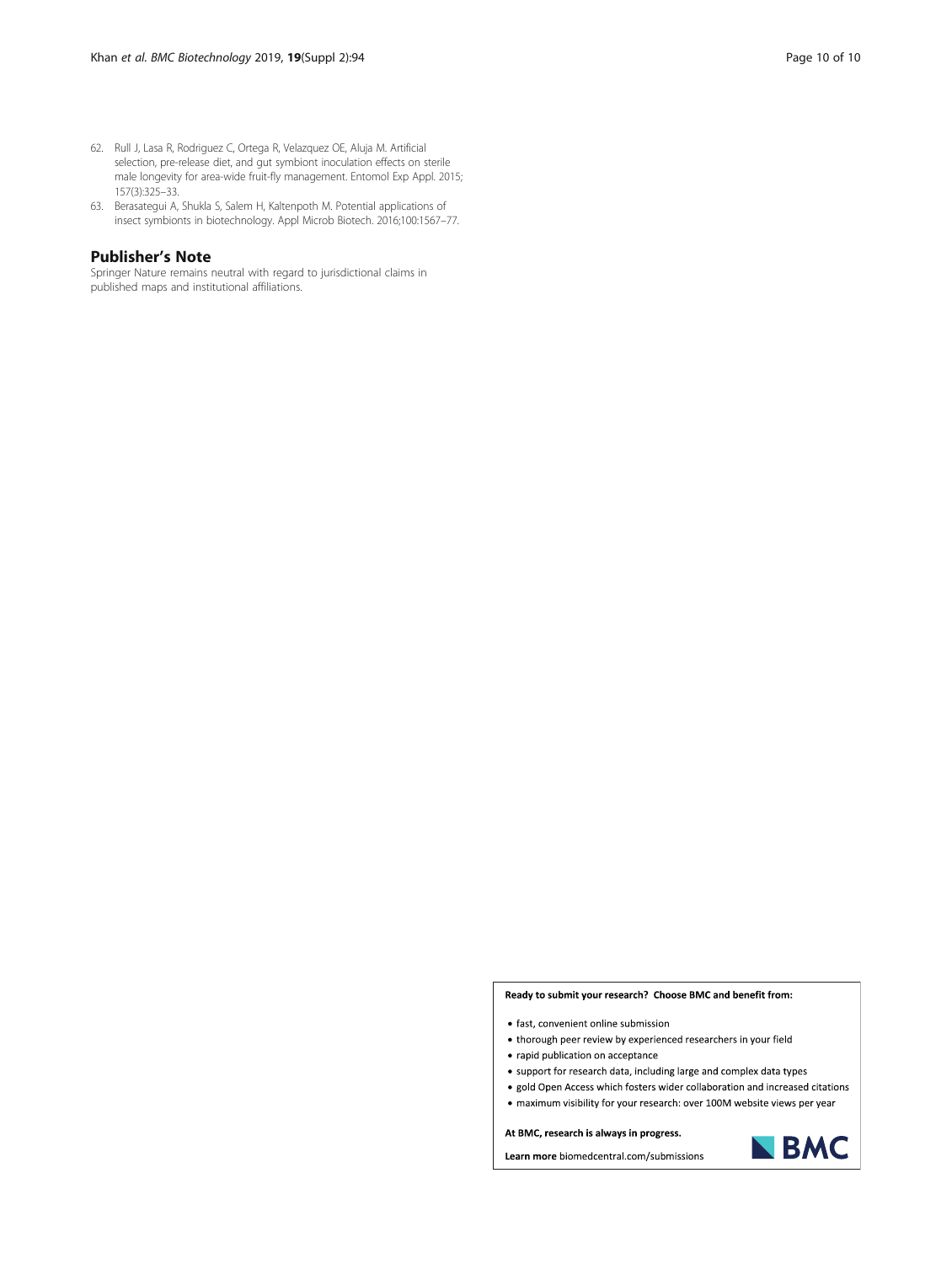62. Rull J, Lasa R, Rodriguez C, Ortega R, Velazquez OE, Aluja M. Artificial selection, pre-release diet, and gut symbiont inoculation effects on sterile male longevity for area-wide fruit-fly management. Entomol Exp Appl. 2015; 157(3):325–33.
63. Berasategui A, Shukla S, Salem H, Kaltenpoth M. Potential applications of insect symbionts in biotechnology. Appl Microb Biotech. 2016;100:1567–77.

## Publisher's Note

Springer Nature remains neutral with regard to jurisdictional claims in published maps and institutional affiliations.

**Ready to submit your research? Choose BMC and benefit from:**

- fast, convenient online submission
- thorough peer review by experienced researchers in your field
- rapid publication on acceptance
- support for research data, including large and complex data types
- gold Open Access which fosters wider collaboration and increased citations
- maximum visibility for your research: over 100M website views per year

**At BMC, research is always in progress.**

**Learn more** biomedcentral.com/submissions

BMC